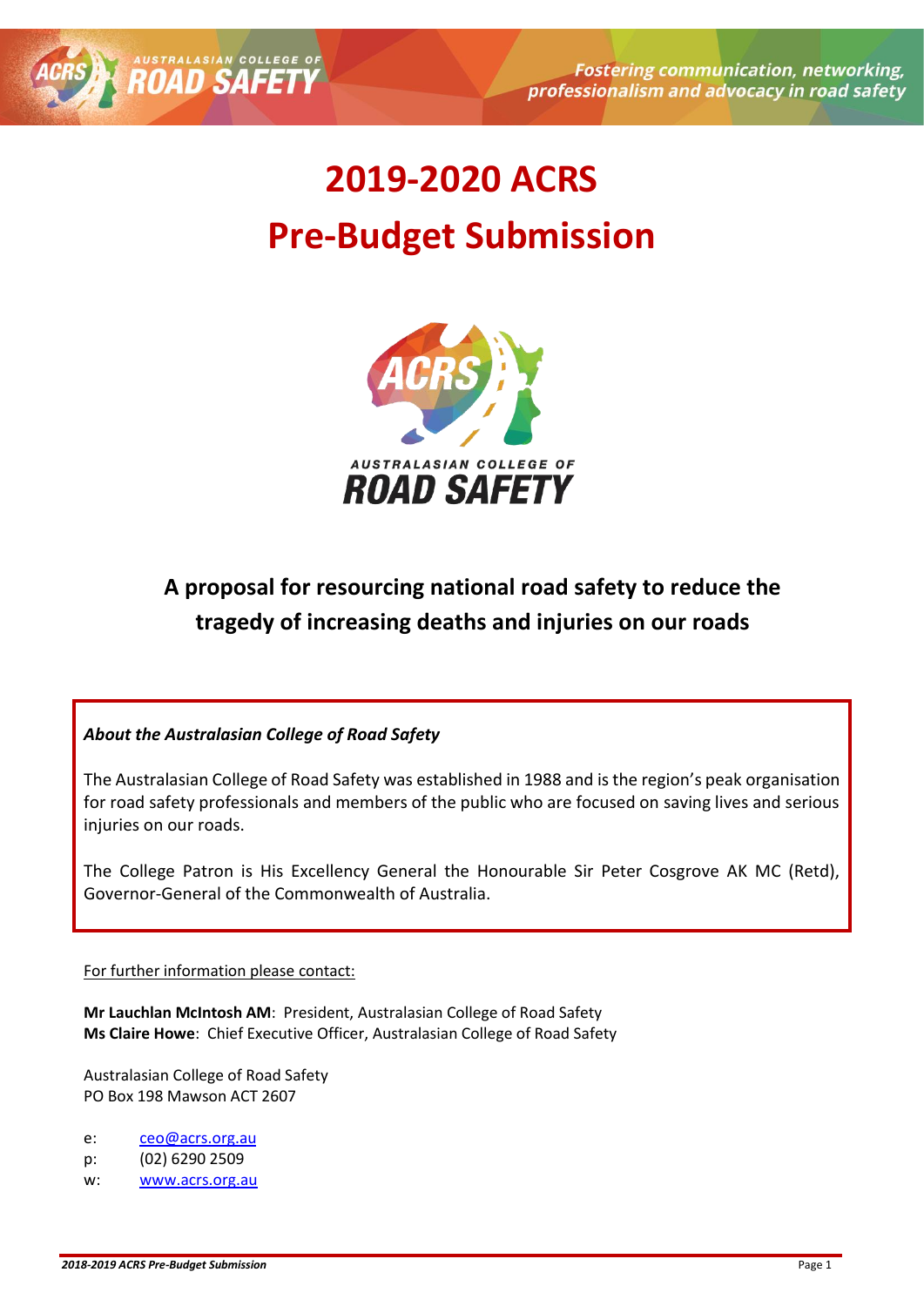# 2019-2020 ACRS Pre-Budget Submission

## A proposal for resourcing national road safety to reduce the tragedy of increasing deaths and injuries on our roads

***About the Australasian College of Road Safety***

The Australasian College of Road Safety was established in 1988 and is the region's peak organisation for road safety professionals and members of the public who are focused on saving lives and serious injuries on our roads.

The College Patron is His Excellency General the Honourable Sir Peter Cosgrove AK MC (Retd), Governor-General of the Commonwealth of Australia.

For further information please contact:

**Mr Lauchlan McIntosh AM**: President, Australasian College of Road Safety
**Ms Claire Howe**: Chief Executive Officer, Australasian College of Road Safety

Australasian College of Road Safety
PO Box 198 Mawson ACT 2607

e: ceo@acrs.org.au
p: (02) 6290 2509
w: www.acrs.org.au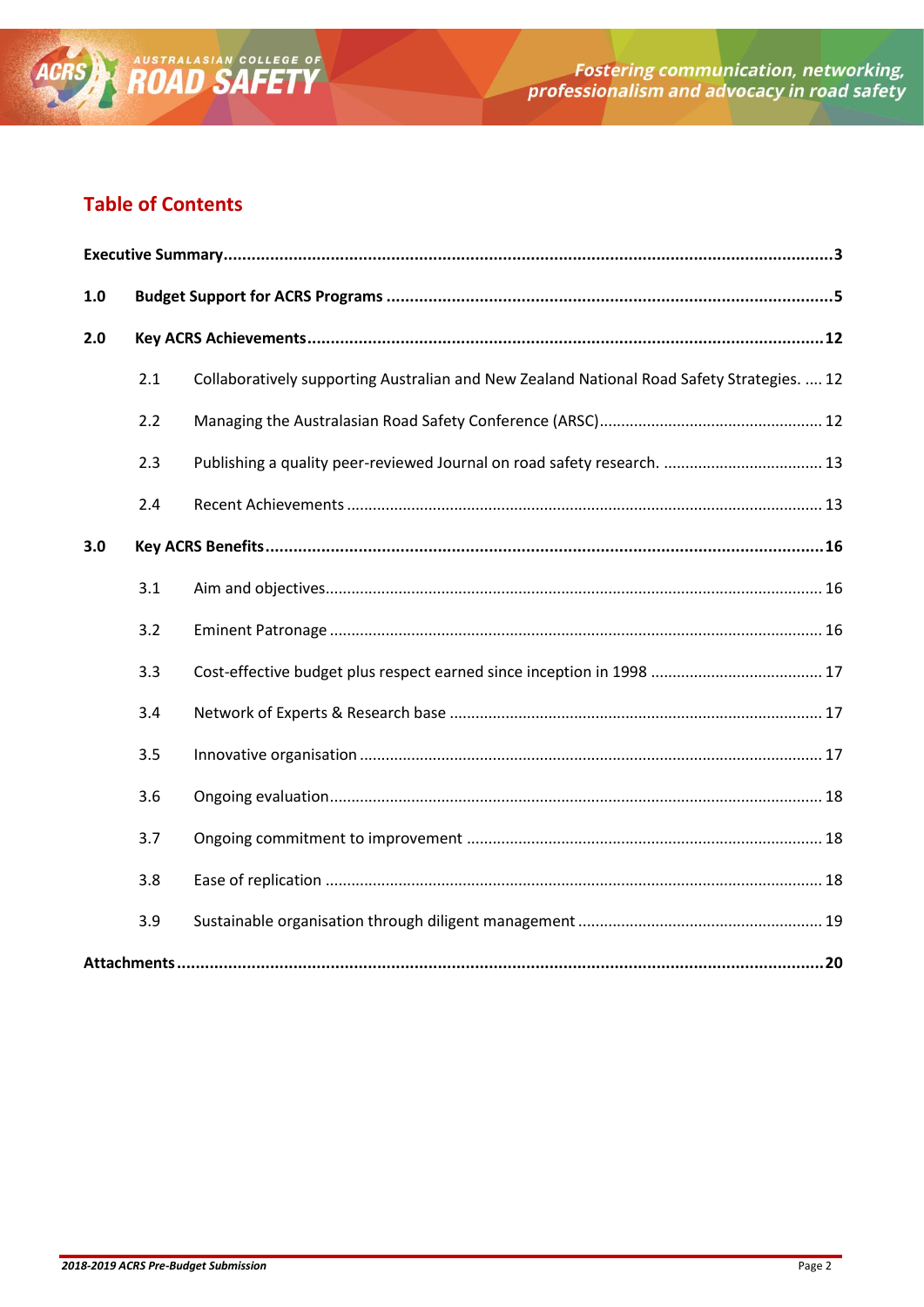# Table of Contents

**Executive Summary** .......... **3**

**1.0 Budget Support for ACRS Programs** .......... **5**

**2.0 Key ACRS Achievements** .......... **12**

- 2.1 Collaboratively supporting Australian and New Zealand National Road Safety Strategies. .......... 12
- 2.2 Managing the Australasian Road Safety Conference (ARSC) .......... 12
- 2.3 Publishing a quality peer-reviewed Journal on road safety research. .......... 13
- 2.4 Recent Achievements .......... 13

**3.0 Key ACRS Benefits** .......... **16**

- 3.1 Aim and objectives .......... 16
- 3.2 Eminent Patronage .......... 16
- 3.3 Cost-effective budget plus respect earned since inception in 1998 .......... 17
- 3.4 Network of Experts & Research base .......... 17
- 3.5 Innovative organisation .......... 17
- 3.6 Ongoing evaluation .......... 18
- 3.7 Ongoing commitment to improvement .......... 18
- 3.8 Ease of replication .......... 18
- 3.9 Sustainable organisation through diligent management .......... 19

**Attachments** .......... **20**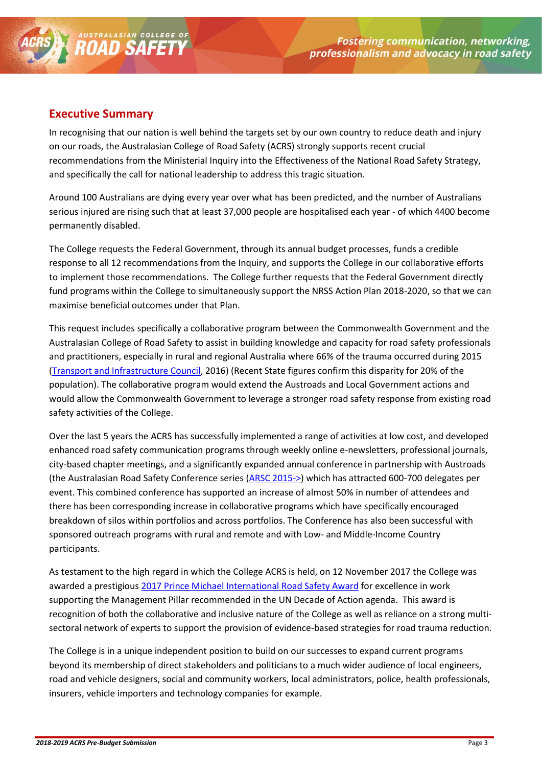## Executive Summary

In recognising that our nation is well behind the targets set by our own country to reduce death and injury on our roads, the Australasian College of Road Safety (ACRS) strongly supports recent crucial recommendations from the Ministerial Inquiry into the Effectiveness of the National Road Safety Strategy, and specifically the call for national leadership to address this tragic situation.

Around 100 Australians are dying every year over what has been predicted, and the number of Australians serious injured are rising such that at least 37,000 people are hospitalised each year - of which 4400 become permanently disabled.

The College requests the Federal Government, through its annual budget processes, funds a credible response to all 12 recommendations from the Inquiry, and supports the College in our collaborative efforts to implement those recommendations. The College further requests that the Federal Government directly fund programs within the College to simultaneously support the NRSS Action Plan 2018-2020, so that we can maximise beneficial outcomes under that Plan.

This request includes specifically a collaborative program between the Commonwealth Government and the Australasian College of Road Safety to assist in building knowledge and capacity for road safety professionals and practitioners, especially in rural and regional Australia where 66% of the trauma occurred during 2015 (Transport and Infrastructure Council, 2016) (Recent State figures confirm this disparity for 20% of the population). The collaborative program would extend the Austroads and Local Government actions and would allow the Commonwealth Government to leverage a stronger road safety response from existing road safety activities of the College.

Over the last 5 years the ACRS has successfully implemented a range of activities at low cost, and developed enhanced road safety communication programs through weekly online e-newsletters, professional journals, city-based chapter meetings, and a significantly expanded annual conference in partnership with Austroads (the Australasian Road Safety Conference series (ARSC 2015->) which has attracted 600-700 delegates per event. This combined conference has supported an increase of almost 50% in number of attendees and there has been corresponding increase in collaborative programs which have specifically encouraged breakdown of silos within portfolios and across portfolios. The Conference has also been successful with sponsored outreach programs with rural and remote and with Low- and Middle-Income Country participants.

As testament to the high regard in which the College ACRS is held, on 12 November 2017 the College was awarded a prestigious 2017 Prince Michael International Road Safety Award for excellence in work supporting the Management Pillar recommended in the UN Decade of Action agenda. This award is recognition of both the collaborative and inclusive nature of the College as well as reliance on a strong multi-sectoral network of experts to support the provision of evidence-based strategies for road trauma reduction.

The College is in a unique independent position to build on our successes to expand current programs beyond its membership of direct stakeholders and politicians to a much wider audience of local engineers, road and vehicle designers, social and community workers, local administrators, police, health professionals, insurers, vehicle importers and technology companies for example.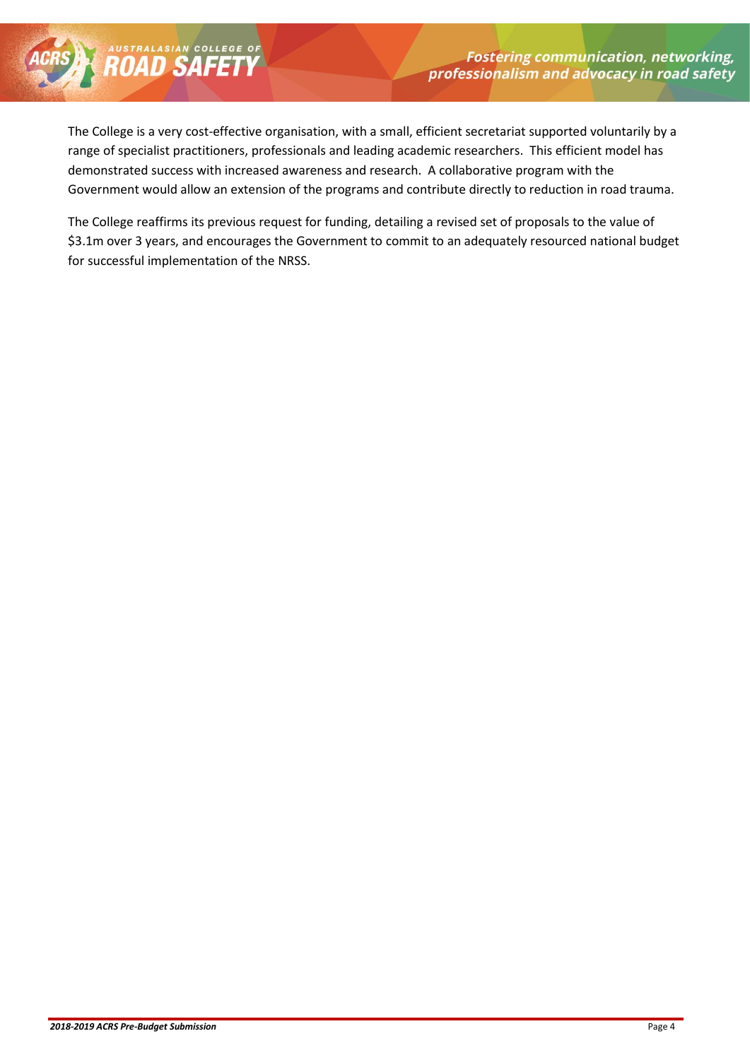The College is a very cost-effective organisation, with a small, efficient secretariat supported voluntarily by a range of specialist practitioners, professionals and leading academic researchers. This efficient model has demonstrated success with increased awareness and research. A collaborative program with the Government would allow an extension of the programs and contribute directly to reduction in road trauma.

The College reaffirms its previous request for funding, detailing a revised set of proposals to the value of $3.1m over 3 years, and encourages the Government to commit to an adequately resourced national budget for successful implementation of the NRSS.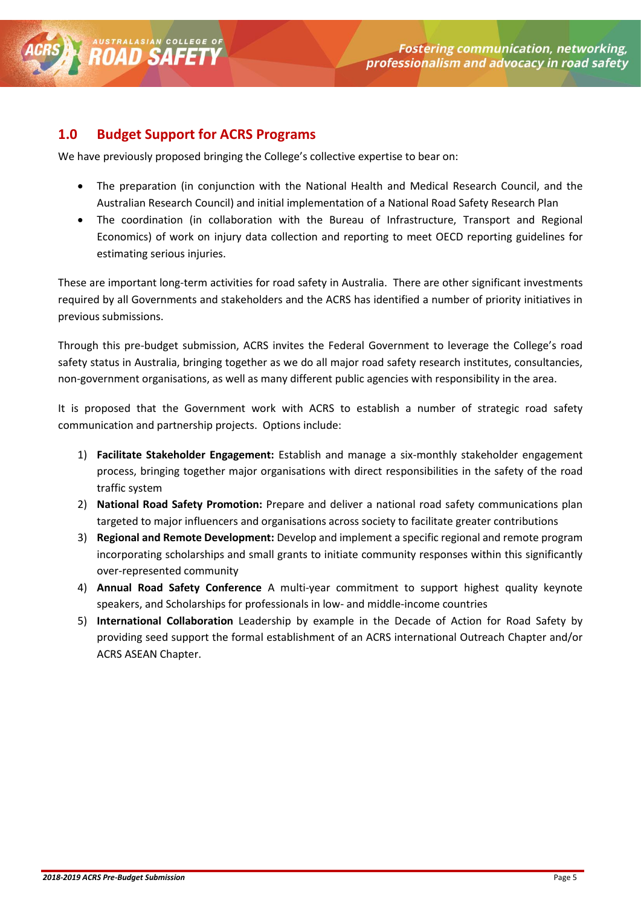## 1.0 Budget Support for ACRS Programs

We have previously proposed bringing the College's collective expertise to bear on:

- The preparation (in conjunction with the National Health and Medical Research Council, and the Australian Research Council) and initial implementation of a National Road Safety Research Plan
- The coordination (in collaboration with the Bureau of Infrastructure, Transport and Regional Economics) of work on injury data collection and reporting to meet OECD reporting guidelines for estimating serious injuries.

These are important long-term activities for road safety in Australia. There are other significant investments required by all Governments and stakeholders and the ACRS has identified a number of priority initiatives in previous submissions.

Through this pre-budget submission, ACRS invites the Federal Government to leverage the College's road safety status in Australia, bringing together as we do all major road safety research institutes, consultancies, non-government organisations, as well as many different public agencies with responsibility in the area.

It is proposed that the Government work with ACRS to establish a number of strategic road safety communication and partnership projects. Options include:

1) **Facilitate Stakeholder Engagement:** Establish and manage a six-monthly stakeholder engagement process, bringing together major organisations with direct responsibilities in the safety of the road traffic system
2) **National Road Safety Promotion:** Prepare and deliver a national road safety communications plan targeted to major influencers and organisations across society to facilitate greater contributions
3) **Regional and Remote Development:** Develop and implement a specific regional and remote program incorporating scholarships and small grants to initiate community responses within this significantly over-represented community
4) **Annual Road Safety Conference** A multi-year commitment to support highest quality keynote speakers, and Scholarships for professionals in low- and middle-income countries
5) **International Collaboration** Leadership by example in the Decade of Action for Road Safety by providing seed support the formal establishment of an ACRS international Outreach Chapter and/or ACRS ASEAN Chapter.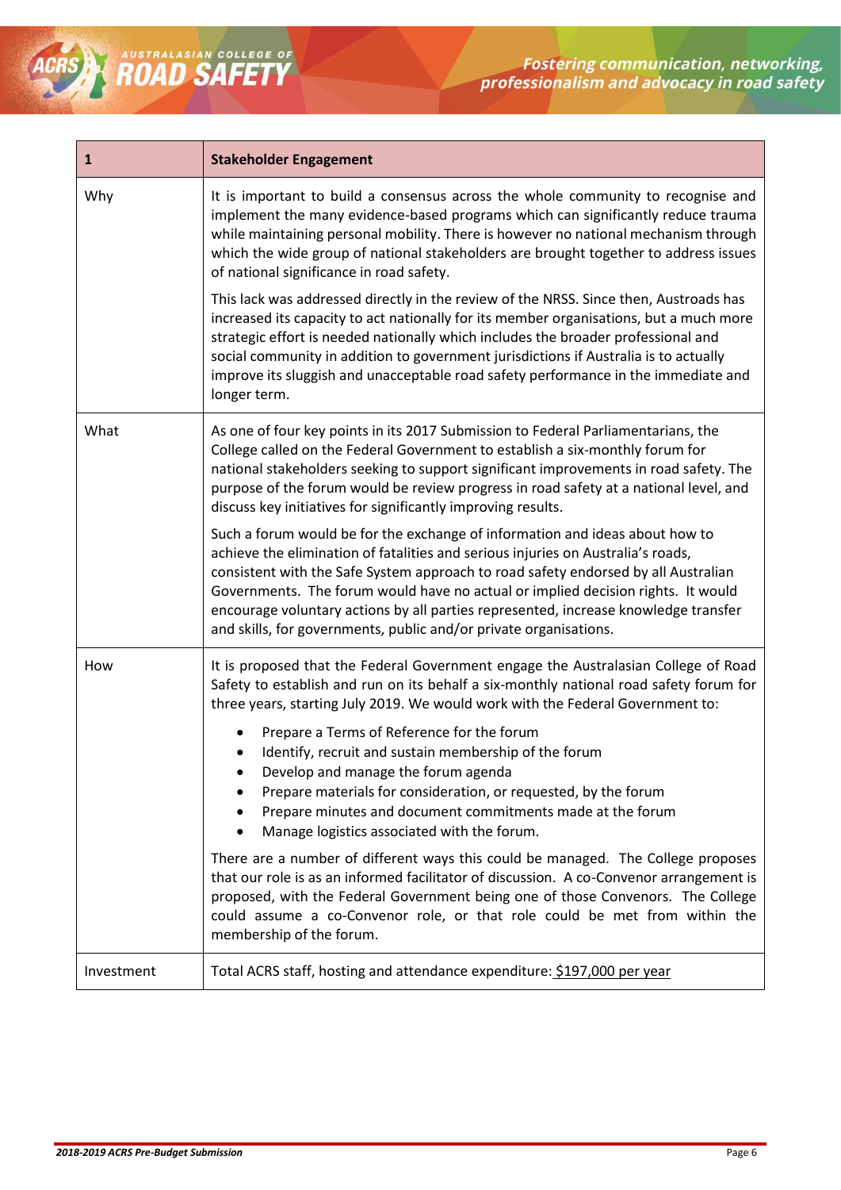| 1 | **Stakeholder Engagement** |
| --- | --- |
| Why | It is important to build a consensus across the whole community to recognise and implement the many evidence-based programs which can significantly reduce trauma while maintaining personal mobility. There is however no national mechanism through which the wide group of national stakeholders are brought together to address issues of national significance in road safety.<br><br>This lack was addressed directly in the review of the NRSS. Since then, Austroads has increased its capacity to act nationally for its member organisations, but a much more strategic effort is needed nationally which includes the broader professional and social community in addition to government jurisdictions if Australia is to actually improve its sluggish and unacceptable road safety performance in the immediate and longer term. |
| What | As one of four key points in its 2017 Submission to Federal Parliamentarians, the College called on the Federal Government to establish a six-monthly forum for national stakeholders seeking to support significant improvements in road safety. The purpose of the forum would be review progress in road safety at a national level, and discuss key initiatives for significantly improving results.<br><br>Such a forum would be for the exchange of information and ideas about how to achieve the elimination of fatalities and serious injuries on Australia's roads, consistent with the Safe System approach to road safety endorsed by all Australian Governments. The forum would have no actual or implied decision rights. It would encourage voluntary actions by all parties represented, increase knowledge transfer and skills, for governments, public and/or private organisations. |
| How | It is proposed that the Federal Government engage the Australasian College of Road Safety to establish and run on its behalf a six-monthly national road safety forum for three years, starting July 2019. We would work with the Federal Government to:<br><br>• Prepare a Terms of Reference for the forum<br>• Identify, recruit and sustain membership of the forum<br>• Develop and manage the forum agenda<br>• Prepare materials for consideration, or requested, by the forum<br>• Prepare minutes and document commitments made at the forum<br>• Manage logistics associated with the forum.<br><br>There are a number of different ways this could be managed. The College proposes that our role is as an informed facilitator of discussion. A co-Convenor arrangement is proposed, with the Federal Government being one of those Convenors. The College could assume a co-Convenor role, or that role could be met from within the membership of the forum. |
| Investment | Total ACRS staff, hosting and attendance expenditure: $197,000 per year |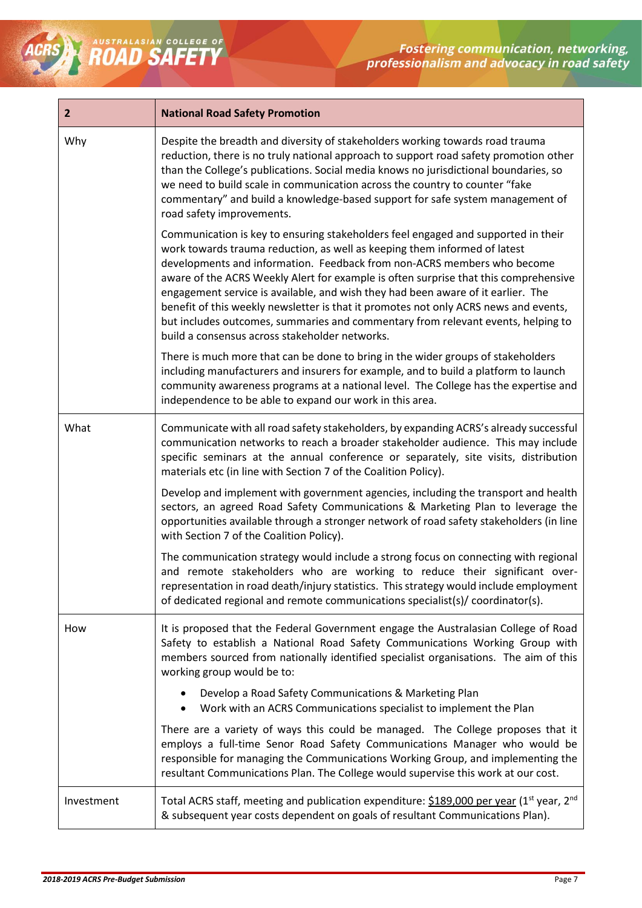| 2 | National Road Safety Promotion |
| --- | --- |
| Why | Despite the breadth and diversity of stakeholders working towards road trauma reduction, there is no truly national approach to support road safety promotion other than the College's publications. Social media knows no jurisdictional boundaries, so we need to build scale in communication across the country to counter "fake commentary" and build a knowledge-based support for safe system management of road safety improvements.<br><br>Communication is key to ensuring stakeholders feel engaged and supported in their work towards trauma reduction, as well as keeping them informed of latest developments and information. Feedback from non-ACRS members who become aware of the ACRS Weekly Alert for example is often surprise that this comprehensive engagement service is available, and wish they had been aware of it earlier. The benefit of this weekly newsletter is that it promotes not only ACRS news and events, but includes outcomes, summaries and commentary from relevant events, helping to build a consensus across stakeholder networks.<br><br>There is much more that can be done to bring in the wider groups of stakeholders including manufacturers and insurers for example, and to build a platform to launch community awareness programs at a national level. The College has the expertise and independence to be able to expand our work in this area. |
| What | Communicate with all road safety stakeholders, by expanding ACRS's already successful communication networks to reach a broader stakeholder audience. This may include specific seminars at the annual conference or separately, site visits, distribution materials etc (in line with Section 7 of the Coalition Policy).<br><br>Develop and implement with government agencies, including the transport and health sectors, an agreed Road Safety Communications & Marketing Plan to leverage the opportunities available through a stronger network of road safety stakeholders (in line with Section 7 of the Coalition Policy).<br><br>The communication strategy would include a strong focus on connecting with regional and remote stakeholders who are working to reduce their significant over-representation in road death/injury statistics. This strategy would include employment of dedicated regional and remote communications specialist(s)/ coordinator(s). |
| How | It is proposed that the Federal Government engage the Australasian College of Road Safety to establish a National Road Safety Communications Working Group with members sourced from nationally identified specialist organisations. The aim of this working group would be to:<br><br>• Develop a Road Safety Communications & Marketing Plan<br>• Work with an ACRS Communications specialist to implement the Plan<br><br>There are a variety of ways this could be managed. The College proposes that it employs a full-time Senor Road Safety Communications Manager who would be responsible for managing the Communications Working Group, and implementing the resultant Communications Plan. The College would supervise this work at our cost. |
| Investment | Total ACRS staff, meeting and publication expenditure: $189,000 per year (1st year, 2nd & subsequent year costs dependent on goals of resultant Communications Plan). |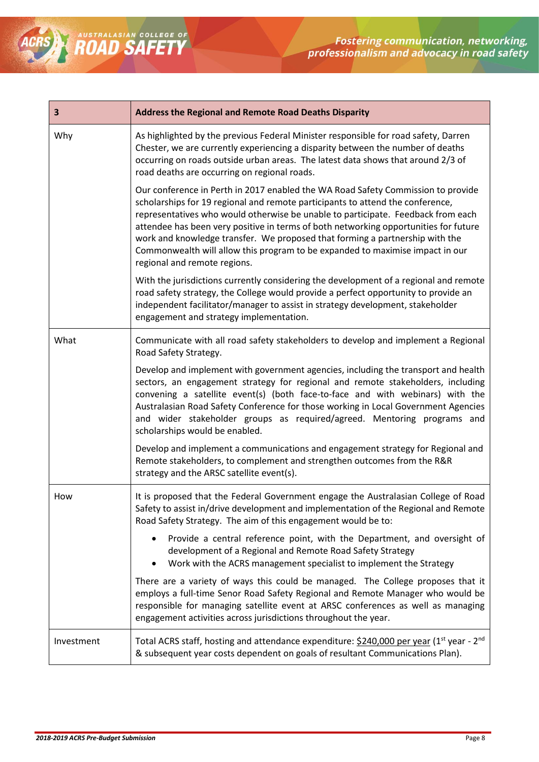| 3 | **Address the Regional and Remote Road Deaths Disparity** |
|---|---|
| Why | As highlighted by the previous Federal Minister responsible for road safety, Darren Chester, we are currently experiencing a disparity between the number of deaths occurring on roads outside urban areas. The latest data shows that around 2/3 of road deaths are occurring on regional roads.<br><br>Our conference in Perth in 2017 enabled the WA Road Safety Commission to provide scholarships for 19 regional and remote participants to attend the conference, representatives who would otherwise be unable to participate. Feedback from each attendee has been very positive in terms of both networking opportunities for future work and knowledge transfer. We proposed that forming a partnership with the Commonwealth will allow this program to be expanded to maximise impact in our regional and remote regions.<br><br>With the jurisdictions currently considering the development of a regional and remote road safety strategy, the College would provide a perfect opportunity to provide an independent facilitator/manager to assist in strategy development, stakeholder engagement and strategy implementation. |
| What | Communicate with all road safety stakeholders to develop and implement a Regional Road Safety Strategy.<br><br>Develop and implement with government agencies, including the transport and health sectors, an engagement strategy for regional and remote stakeholders, including convening a satellite event(s) (both face-to-face and with webinars) with the Australasian Road Safety Conference for those working in Local Government Agencies and wider stakeholder groups as required/agreed. Mentoring programs and scholarships would be enabled.<br><br>Develop and implement a communications and engagement strategy for Regional and Remote stakeholders, to complement and strengthen outcomes from the R&R strategy and the ARSC satellite event(s). |
| How | It is proposed that the Federal Government engage the Australasian College of Road Safety to assist in/drive development and implementation of the Regional and Remote Road Safety Strategy. The aim of this engagement would be to:<br><br>• Provide a central reference point, with the Department, and oversight of development of a Regional and Remote Road Safety Strategy<br>• Work with the ACRS management specialist to implement the Strategy<br><br>There are a variety of ways this could be managed. The College proposes that it employs a full-time Senor Road Safety Regional and Remote Manager who would be responsible for managing satellite event at ARSC conferences as well as managing engagement activities across jurisdictions throughout the year. |
| Investment | Total ACRS staff, hosting and attendance expenditure: <u>$240,000 per year</u> (1st year - 2nd & subsequent year costs dependent on goals of resultant Communications Plan). |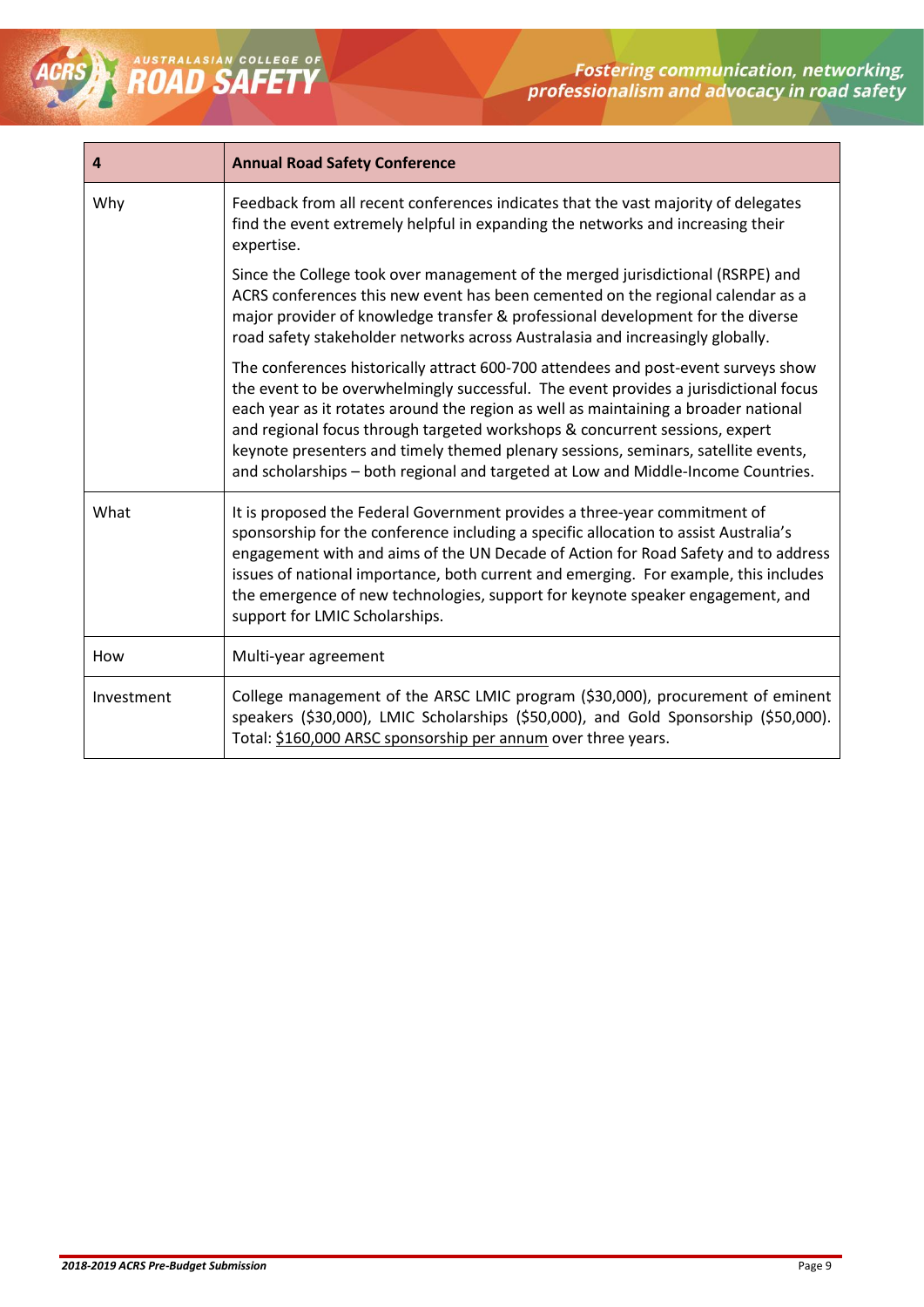| 4 | **Annual Road Safety Conference** |
|---|---|
| Why | Feedback from all recent conferences indicates that the vast majority of delegates find the event extremely helpful in expanding the networks and increasing their expertise.<br><br>Since the College took over management of the merged jurisdictional (RSRPE) and ACRS conferences this new event has been cemented on the regional calendar as a major provider of knowledge transfer & professional development for the diverse road safety stakeholder networks across Australasia and increasingly globally.<br><br>The conferences historically attract 600-700 attendees and post-event surveys show the event to be overwhelmingly successful. The event provides a jurisdictional focus each year as it rotates around the region as well as maintaining a broader national and regional focus through targeted workshops & concurrent sessions, expert keynote presenters and timely themed plenary sessions, seminars, satellite events, and scholarships – both regional and targeted at Low and Middle-Income Countries. |
| What | It is proposed the Federal Government provides a three-year commitment of sponsorship for the conference including a specific allocation to assist Australia's engagement with and aims of the UN Decade of Action for Road Safety and to address issues of national importance, both current and emerging. For example, this includes the emergence of new technologies, support for keynote speaker engagement, and support for LMIC Scholarships. |
| How | Multi-year agreement |
| Investment | College management of the ARSC LMIC program ($30,000), procurement of eminent speakers ($30,000), LMIC Scholarships ($50,000), and Gold Sponsorship ($50,000). Total: $160,000 ARSC sponsorship per annum over three years. |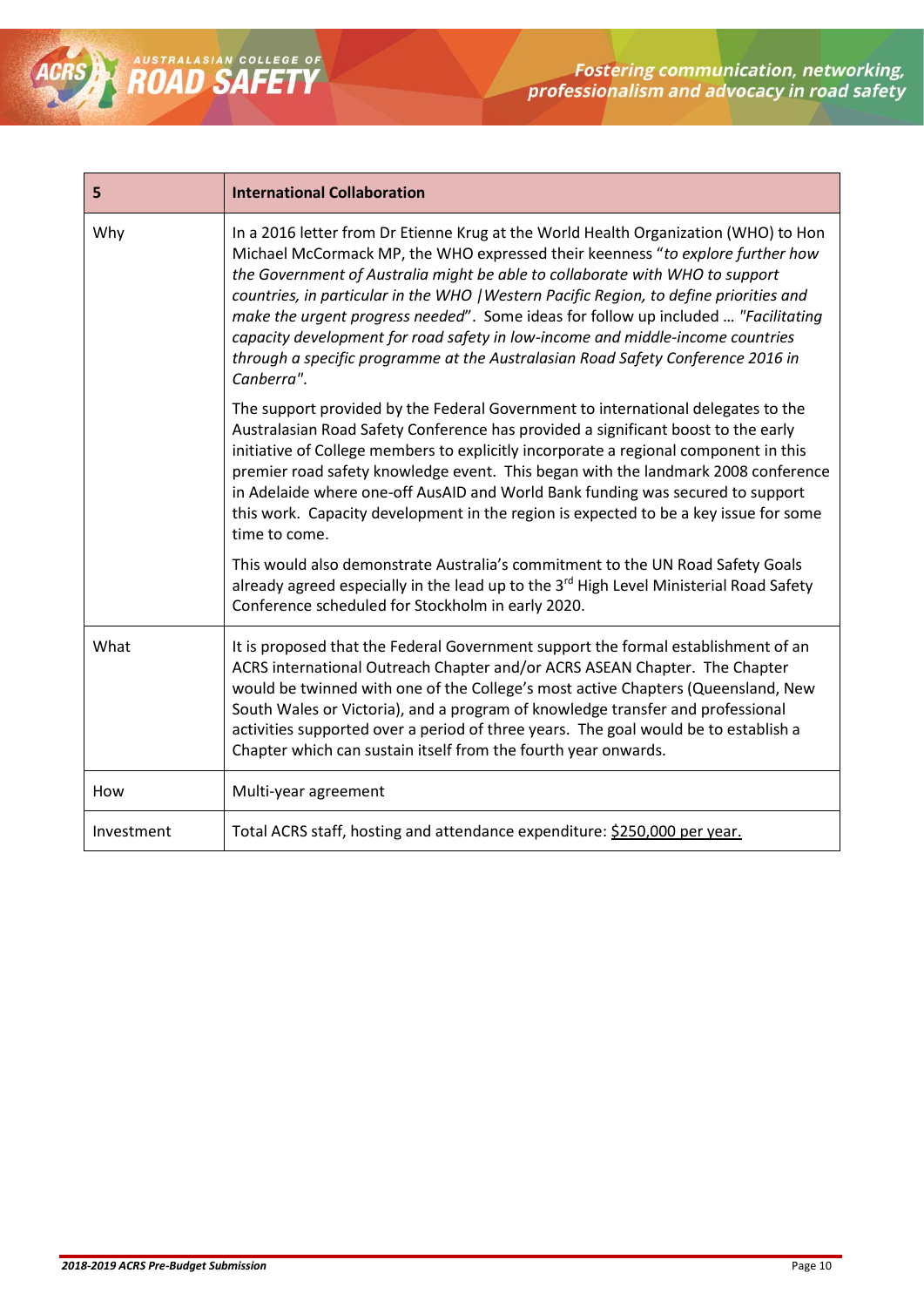| 5 | **International Collaboration** |
|---|---|
| Why | In a 2016 letter from Dr Etienne Krug at the World Health Organization (WHO) to Hon Michael McCormack MP, the WHO expressed their keenness "*to explore further how the Government of Australia might be able to collaborate with WHO to support countries, in particular in the WHO \|Western Pacific Region, to define priorities and make the urgent progress needed*". Some ideas for follow up included … "*Facilitating capacity development for road safety in low-income and middle-income countries through a specific programme at the Australasian Road Safety Conference 2016 in Canberra*".<br><br>The support provided by the Federal Government to international delegates to the Australasian Road Safety Conference has provided a significant boost to the early initiative of College members to explicitly incorporate a regional component in this premier road safety knowledge event. This began with the landmark 2008 conference in Adelaide where one-off AusAID and World Bank funding was secured to support this work. Capacity development in the region is expected to be a key issue for some time to come.<br><br>This would also demonstrate Australia's commitment to the UN Road Safety Goals already agreed especially in the lead up to the 3rd High Level Ministerial Road Safety Conference scheduled for Stockholm in early 2020. |
| What | It is proposed that the Federal Government support the formal establishment of an ACRS international Outreach Chapter and/or ACRS ASEAN Chapter. The Chapter would be twinned with one of the College's most active Chapters (Queensland, New South Wales or Victoria), and a program of knowledge transfer and professional activities supported over a period of three years. The goal would be to establish a Chapter which can sustain itself from the fourth year onwards. |
| How | Multi-year agreement |
| Investment | Total ACRS staff, hosting and attendance expenditure: $250,000 per year. |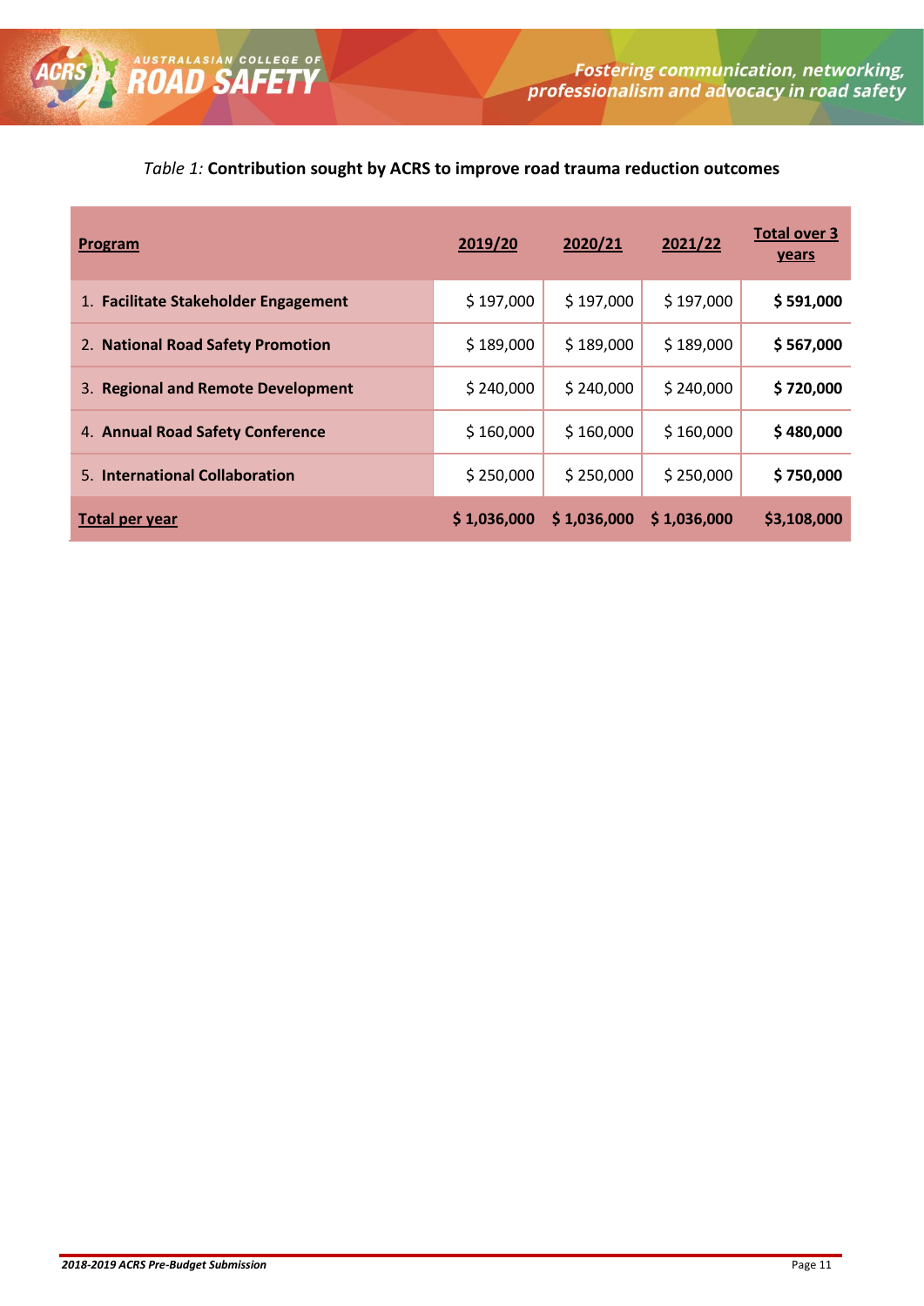*Table 1:* **Contribution sought by ACRS to improve road trauma reduction outcomes**

| Program | 2019/20 | 2020/21 | 2021/22 | Total over 3 years |
|---|---|---|---|---|
| 1. **Facilitate Stakeholder Engagement** | $ 197,000 | $ 197,000 | $ 197,000 | **$ 591,000** |
| 2. **National Road Safety Promotion** | $ 189,000 | $ 189,000 | $ 189,000 | **$ 567,000** |
| 3. **Regional and Remote Development** | $ 240,000 | $ 240,000 | $ 240,000 | **$ 720,000** |
| 4. **Annual Road Safety Conference** | $ 160,000 | $ 160,000 | $ 160,000 | **$ 480,000** |
| 5. **International Collaboration** | $ 250,000 | $ 250,000 | $ 250,000 | **$ 750,000** |
| **Total per year** | **$ 1,036,000** | **$ 1,036,000** | **$ 1,036,000** | **$3,108,000** |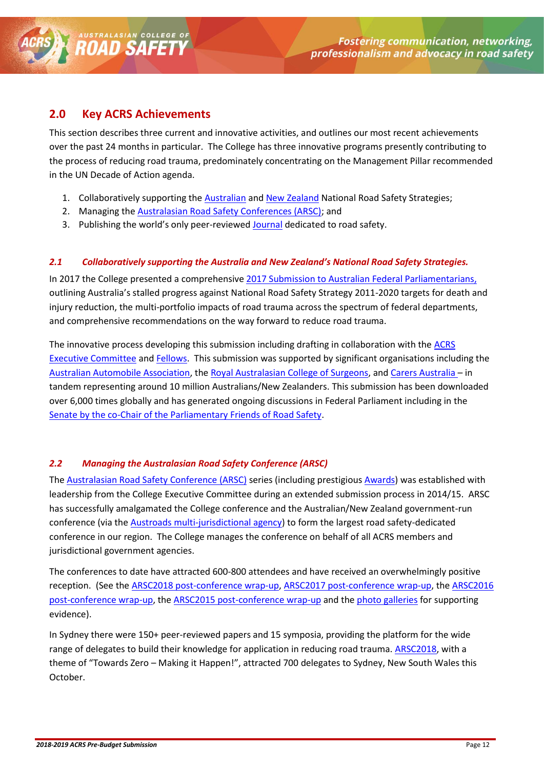## 2.0 Key ACRS Achievements

This section describes three current and innovative activities, and outlines our most recent achievements over the past 24 months in particular. The College has three innovative programs presently contributing to the process of reducing road trauma, predominately concentrating on the Management Pillar recommended in the UN Decade of Action agenda.

1. Collaboratively supporting the Australian and New Zealand National Road Safety Strategies;
2. Managing the Australasian Road Safety Conferences (ARSC); and
3. Publishing the world's only peer-reviewed Journal dedicated to road safety.

### *2.1 Collaboratively supporting the Australia and New Zealand's National Road Safety Strategies.*

In 2017 the College presented a comprehensive 2017 Submission to Australian Federal Parliamentarians, outlining Australia's stalled progress against National Road Safety Strategy 2011-2020 targets for death and injury reduction, the multi-portfolio impacts of road trauma across the spectrum of federal departments, and comprehensive recommendations on the way forward to reduce road trauma.

The innovative process developing this submission including drafting in collaboration with the ACRS Executive Committee and Fellows. This submission was supported by significant organisations including the Australian Automobile Association, the Royal Australasian College of Surgeons, and Carers Australia – in tandem representing around 10 million Australians/New Zealanders. This submission has been downloaded over 6,000 times globally and has generated ongoing discussions in Federal Parliament including in the Senate by the co-Chair of the Parliamentary Friends of Road Safety.

### *2.2 Managing the Australasian Road Safety Conference (ARSC)*

The Australasian Road Safety Conference (ARSC) series (including prestigious Awards) was established with leadership from the College Executive Committee during an extended submission process in 2014/15. ARSC has successfully amalgamated the College conference and the Australian/New Zealand government-run conference (via the Austroads multi-jurisdictional agency) to form the largest road safety-dedicated conference in our region. The College manages the conference on behalf of all ACRS members and jurisdictional government agencies.

The conferences to date have attracted 600-800 attendees and have received an overwhelmingly positive reception. (See the ARSC2018 post-conference wrap-up, ARSC2017 post-conference wrap-up, the ARSC2016 post-conference wrap-up, the ARSC2015 post-conference wrap-up and the photo galleries for supporting evidence).

In Sydney there were 150+ peer-reviewed papers and 15 symposia, providing the platform for the wide range of delegates to build their knowledge for application in reducing road trauma. ARSC2018, with a theme of "Towards Zero – Making it Happen!", attracted 700 delegates to Sydney, New South Wales this October.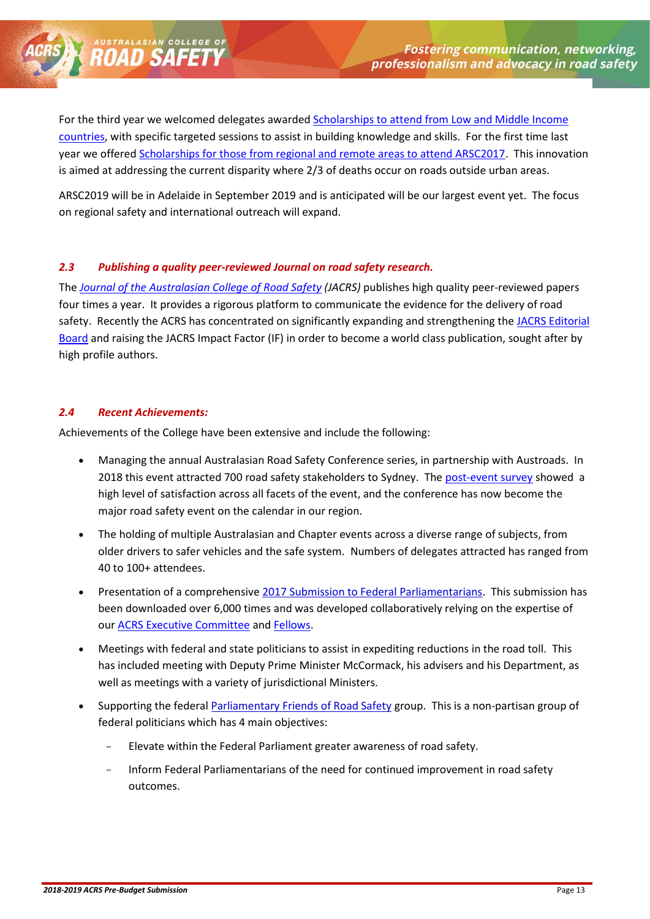For the third year we welcomed delegates awarded Scholarships to attend from Low and Middle Income countries, with specific targeted sessions to assist in building knowledge and skills. For the first time last year we offered Scholarships for those from regional and remote areas to attend ARSC2017. This innovation is aimed at addressing the current disparity where 2/3 of deaths occur on roads outside urban areas.

ARSC2019 will be in Adelaide in September 2019 and is anticipated will be our largest event yet. The focus on regional safety and international outreach will expand.

### *2.3 Publishing a quality peer-reviewed Journal on road safety research.*

The *Journal of the Australasian College of Road Safety (JACRS)* publishes high quality peer-reviewed papers four times a year. It provides a rigorous platform to communicate the evidence for the delivery of road safety. Recently the ACRS has concentrated on significantly expanding and strengthening the JACRS Editorial Board and raising the JACRS Impact Factor (IF) in order to become a world class publication, sought after by high profile authors.

### *2.4 Recent Achievements:*

Achievements of the College have been extensive and include the following:

- Managing the annual Australasian Road Safety Conference series, in partnership with Austroads. In 2018 this event attracted 700 road safety stakeholders to Sydney. The post-event survey showed a high level of satisfaction across all facets of the event, and the conference has now become the major road safety event on the calendar in our region.
- The holding of multiple Australasian and Chapter events across a diverse range of subjects, from older drivers to safer vehicles and the safe system. Numbers of delegates attracted has ranged from 40 to 100+ attendees.
- Presentation of a comprehensive 2017 Submission to Federal Parliamentarians. This submission has been downloaded over 6,000 times and was developed collaboratively relying on the expertise of our ACRS Executive Committee and Fellows.
- Meetings with federal and state politicians to assist in expediting reductions in the road toll. This has included meeting with Deputy Prime Minister McCormack, his advisers and his Department, as well as meetings with a variety of jurisdictional Ministers.
- Supporting the federal Parliamentary Friends of Road Safety group. This is a non-partisan group of federal politicians which has 4 main objectives:
  - Elevate within the Federal Parliament greater awareness of road safety.
  - Inform Federal Parliamentarians of the need for continued improvement in road safety outcomes.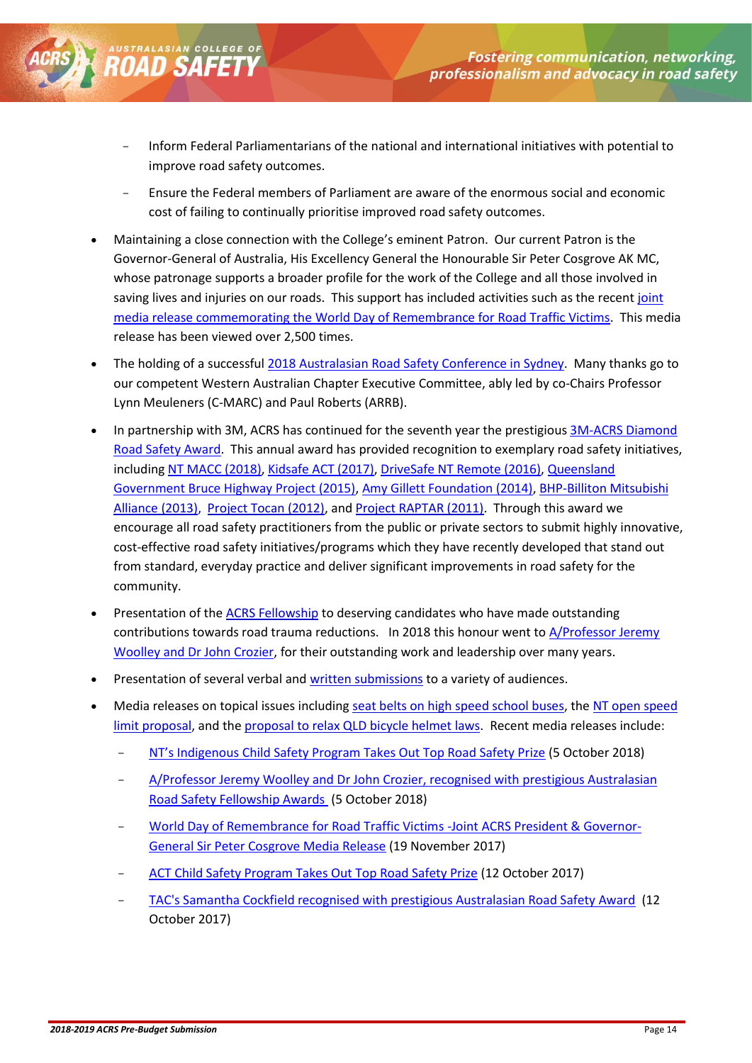- Inform Federal Parliamentarians of the national and international initiatives with potential to improve road safety outcomes.
  - Ensure the Federal members of Parliament are aware of the enormous social and economic cost of failing to continually prioritise improved road safety outcomes.

- Maintaining a close connection with the College's eminent Patron. Our current Patron is the Governor-General of Australia, His Excellency General the Honourable Sir Peter Cosgrove AK MC, whose patronage supports a broader profile for the work of the College and all those involved in saving lives and injuries on our roads. This support has included activities such as the recent joint media release commemorating the World Day of Remembrance for Road Traffic Victims. This media release has been viewed over 2,500 times.

- The holding of a successful 2018 Australasian Road Safety Conference in Sydney. Many thanks go to our competent Western Australian Chapter Executive Committee, ably led by co-Chairs Professor Lynn Meuleners (C-MARC) and Paul Roberts (ARRB).

- In partnership with 3M, ACRS has continued for the seventh year the prestigious 3M-ACRS Diamond Road Safety Award. This annual award has provided recognition to exemplary road safety initiatives, including NT MACC (2018), Kidsafe ACT (2017), DriveSafe NT Remote (2016), Queensland Government Bruce Highway Project (2015), Amy Gillett Foundation (2014), BHP-Billiton Mitsubishi Alliance (2013), Project Tocan (2012), and Project RAPTAR (2011). Through this award we encourage all road safety practitioners from the public or private sectors to submit highly innovative, cost-effective road safety initiatives/programs which they have recently developed that stand out from standard, everyday practice and deliver significant improvements in road safety for the community.

- Presentation of the ACRS Fellowship to deserving candidates who have made outstanding contributions towards road trauma reductions. In 2018 this honour went to A/Professor Jeremy Woolley and Dr John Crozier, for their outstanding work and leadership over many years.

- Presentation of several verbal and written submissions to a variety of audiences.

- Media releases on topical issues including seat belts on high speed school buses, the NT open speed limit proposal, and the proposal to relax QLD bicycle helmet laws. Recent media releases include:
  - NT's Indigenous Child Safety Program Takes Out Top Road Safety Prize (5 October 2018)
  - A/Professor Jeremy Woolley and Dr John Crozier, recognised with prestigious Australasian Road Safety Fellowship Awards (5 October 2018)
  - World Day of Remembrance for Road Traffic Victims -Joint ACRS President & Governor-General Sir Peter Cosgrove Media Release (19 November 2017)
  - ACT Child Safety Program Takes Out Top Road Safety Prize (12 October 2017)
  - TAC's Samantha Cockfield recognised with prestigious Australasian Road Safety Award (12 October 2017)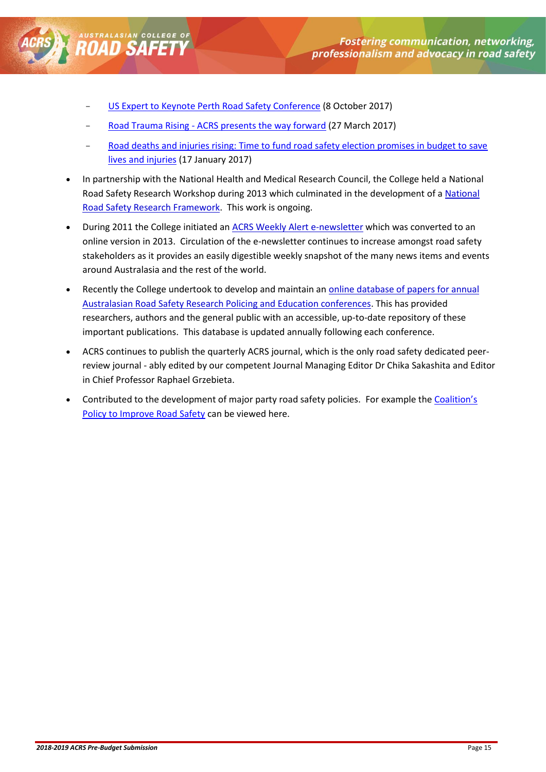- US Expert to Keynote Perth Road Safety Conference (8 October 2017)
  - Road Trauma Rising - ACRS presents the way forward (27 March 2017)
  - Road deaths and injuries rising: Time to fund road safety election promises in budget to save lives and injuries (17 January 2017)
- In partnership with the National Health and Medical Research Council, the College held a National Road Safety Research Workshop during 2013 which culminated in the development of a National Road Safety Research Framework. This work is ongoing.
- During 2011 the College initiated an ACRS Weekly Alert e-newsletter which was converted to an online version in 2013. Circulation of the e-newsletter continues to increase amongst road safety stakeholders as it provides an easily digestible weekly snapshot of the many news items and events around Australasia and the rest of the world.
- Recently the College undertook to develop and maintain an online database of papers for annual Australasian Road Safety Research Policing and Education conferences. This has provided researchers, authors and the general public with an accessible, up-to-date repository of these important publications. This database is updated annually following each conference.
- ACRS continues to publish the quarterly ACRS journal, which is the only road safety dedicated peer-review journal - ably edited by our competent Journal Managing Editor Dr Chika Sakashita and Editor in Chief Professor Raphael Grzebieta.
- Contributed to the development of major party road safety policies. For example the Coalition's Policy to Improve Road Safety can be viewed here.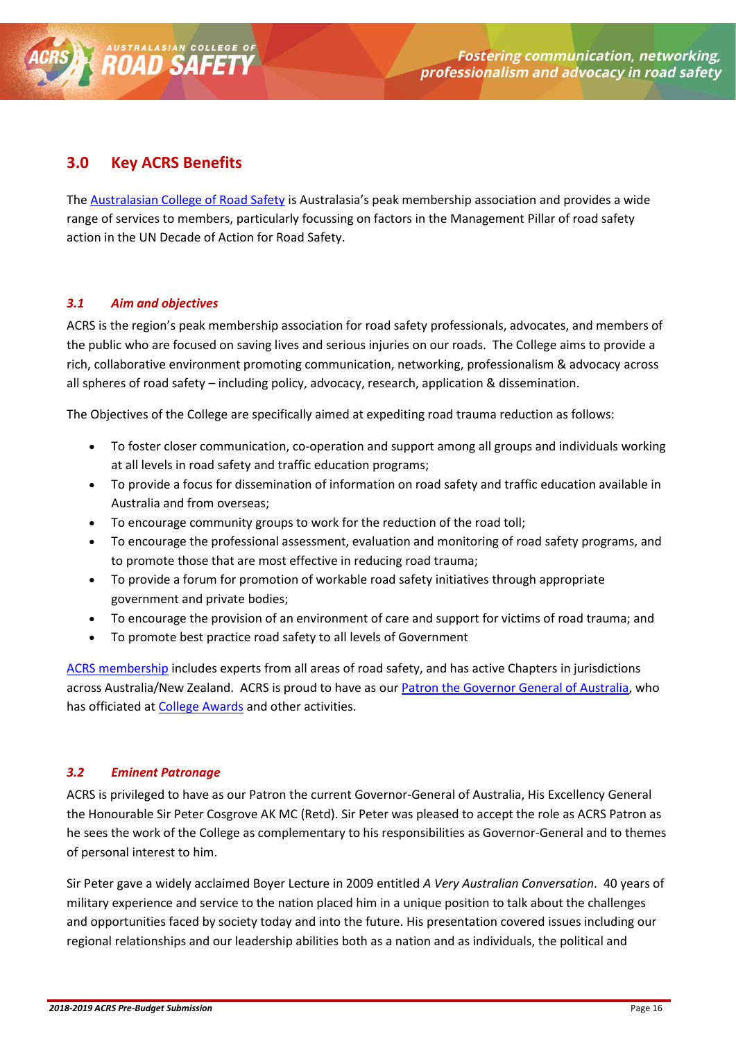## 3.0 Key ACRS Benefits

The Australasian College of Road Safety is Australasia's peak membership association and provides a wide range of services to members, particularly focussing on factors in the Management Pillar of road safety action in the UN Decade of Action for Road Safety.

### *3.1 Aim and objectives*

ACRS is the region's peak membership association for road safety professionals, advocates, and members of the public who are focused on saving lives and serious injuries on our roads. The College aims to provide a rich, collaborative environment promoting communication, networking, professionalism & advocacy across all spheres of road safety – including policy, advocacy, research, application & dissemination.

The Objectives of the College are specifically aimed at expediting road trauma reduction as follows:

- To foster closer communication, co-operation and support among all groups and individuals working at all levels in road safety and traffic education programs;
- To provide a focus for dissemination of information on road safety and traffic education available in Australia and from overseas;
- To encourage community groups to work for the reduction of the road toll;
- To encourage the professional assessment, evaluation and monitoring of road safety programs, and to promote those that are most effective in reducing road trauma;
- To provide a forum for promotion of workable road safety initiatives through appropriate government and private bodies;
- To encourage the provision of an environment of care and support for victims of road trauma; and
- To promote best practice road safety to all levels of Government

ACRS membership includes experts from all areas of road safety, and has active Chapters in jurisdictions across Australia/New Zealand. ACRS is proud to have as our Patron the Governor General of Australia, who has officiated at College Awards and other activities.

### *3.2 Eminent Patronage*

ACRS is privileged to have as our Patron the current Governor-General of Australia, His Excellency General the Honourable Sir Peter Cosgrove AK MC (Retd). Sir Peter was pleased to accept the role as ACRS Patron as he sees the work of the College as complementary to his responsibilities as Governor-General and to themes of personal interest to him.

Sir Peter gave a widely acclaimed Boyer Lecture in 2009 entitled *A Very Australian Conversation*. 40 years of military experience and service to the nation placed him in a unique position to talk about the challenges and opportunities faced by society today and into the future. His presentation covered issues including our regional relationships and our leadership abilities both as a nation and as individuals, the political and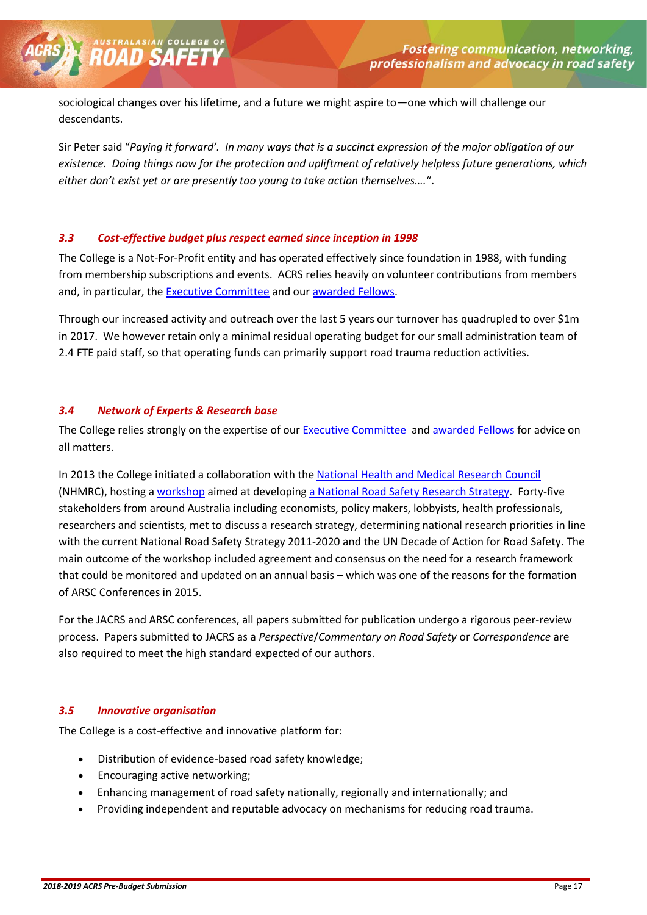sociological changes over his lifetime, and a future we might aspire to—one which will challenge our descendants.

Sir Peter said "*Paying it forward'. In many ways that is a succinct expression of the major obligation of our existence. Doing things now for the protection and upliftment of relatively helpless future generations, which either don't exist yet or are presently too young to take action themselves….*".

### *3.3 Cost-effective budget plus respect earned since inception in 1998*

The College is a Not-For-Profit entity and has operated effectively since foundation in 1988, with funding from membership subscriptions and events. ACRS relies heavily on volunteer contributions from members and, in particular, the Executive Committee and our awarded Fellows.

Through our increased activity and outreach over the last 5 years our turnover has quadrupled to over $1m in 2017. We however retain only a minimal residual operating budget for our small administration team of 2.4 FTE paid staff, so that operating funds can primarily support road trauma reduction activities.

### *3.4 Network of Experts & Research base*

The College relies strongly on the expertise of our Executive Committee and awarded Fellows for advice on all matters.

In 2013 the College initiated a collaboration with the National Health and Medical Research Council (NHMRC), hosting a workshop aimed at developing a National Road Safety Research Strategy. Forty-five stakeholders from around Australia including economists, policy makers, lobbyists, health professionals, researchers and scientists, met to discuss a research strategy, determining national research priorities in line with the current National Road Safety Strategy 2011-2020 and the UN Decade of Action for Road Safety. The main outcome of the workshop included agreement and consensus on the need for a research framework that could be monitored and updated on an annual basis – which was one of the reasons for the formation of ARSC Conferences in 2015.

For the JACRS and ARSC conferences, all papers submitted for publication undergo a rigorous peer-review process. Papers submitted to JACRS as a *Perspective/Commentary on Road Safety* or *Correspondence* are also required to meet the high standard expected of our authors.

### *3.5 Innovative organisation*

The College is a cost-effective and innovative platform for:

- Distribution of evidence-based road safety knowledge;
- Encouraging active networking;
- Enhancing management of road safety nationally, regionally and internationally; and
- Providing independent and reputable advocacy on mechanisms for reducing road trauma.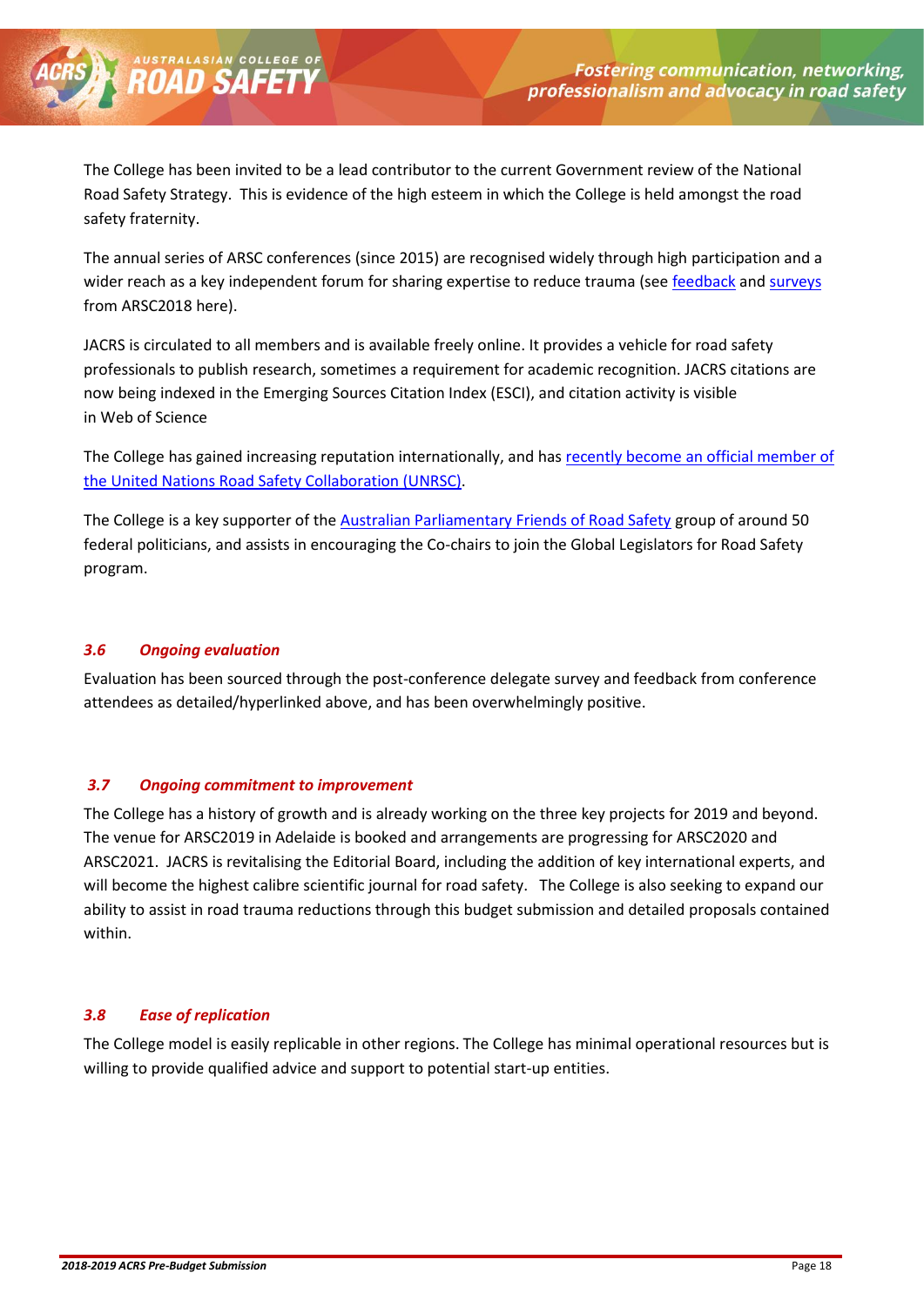The College has been invited to be a lead contributor to the current Government review of the National Road Safety Strategy. This is evidence of the high esteem in which the College is held amongst the road safety fraternity.

The annual series of ARSC conferences (since 2015) are recognised widely through high participation and a wider reach as a key independent forum for sharing expertise to reduce trauma (see feedback and surveys from ARSC2018 here).

JACRS is circulated to all members and is available freely online. It provides a vehicle for road safety professionals to publish research, sometimes a requirement for academic recognition. JACRS citations are now being indexed in the Emerging Sources Citation Index (ESCI), and citation activity is visible in Web of Science

The College has gained increasing reputation internationally, and has recently become an official member of the United Nations Road Safety Collaboration (UNRSC).

The College is a key supporter of the Australian Parliamentary Friends of Road Safety group of around 50 federal politicians, and assists in encouraging the Co-chairs to join the Global Legislators for Road Safety program.

### *3.6 Ongoing evaluation*

Evaluation has been sourced through the post-conference delegate survey and feedback from conference attendees as detailed/hyperlinked above, and has been overwhelmingly positive.

### *3.7 Ongoing commitment to improvement*

The College has a history of growth and is already working on the three key projects for 2019 and beyond. The venue for ARSC2019 in Adelaide is booked and arrangements are progressing for ARSC2020 and ARSC2021. JACRS is revitalising the Editorial Board, including the addition of key international experts, and will become the highest calibre scientific journal for road safety. The College is also seeking to expand our ability to assist in road trauma reductions through this budget submission and detailed proposals contained within.

### *3.8 Ease of replication*

The College model is easily replicable in other regions. The College has minimal operational resources but is willing to provide qualified advice and support to potential start-up entities.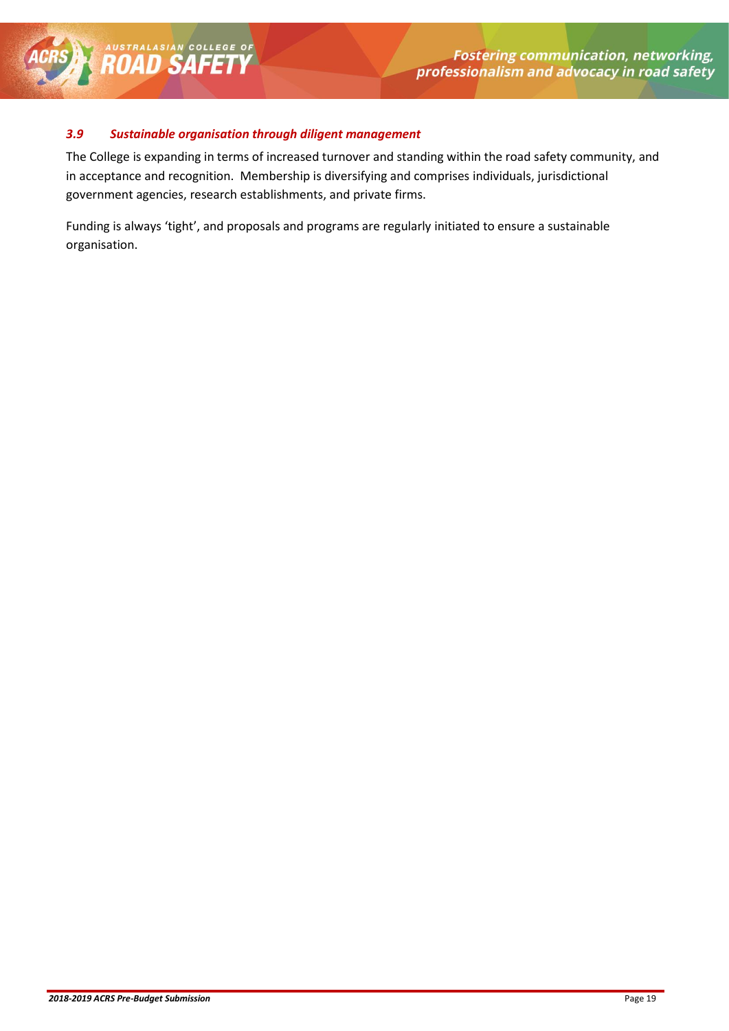### *3.9 Sustainable organisation through diligent management*

The College is expanding in terms of increased turnover and standing within the road safety community, and in acceptance and recognition. Membership is diversifying and comprises individuals, jurisdictional government agencies, research establishments, and private firms.

Funding is always 'tight', and proposals and programs are regularly initiated to ensure a sustainable organisation.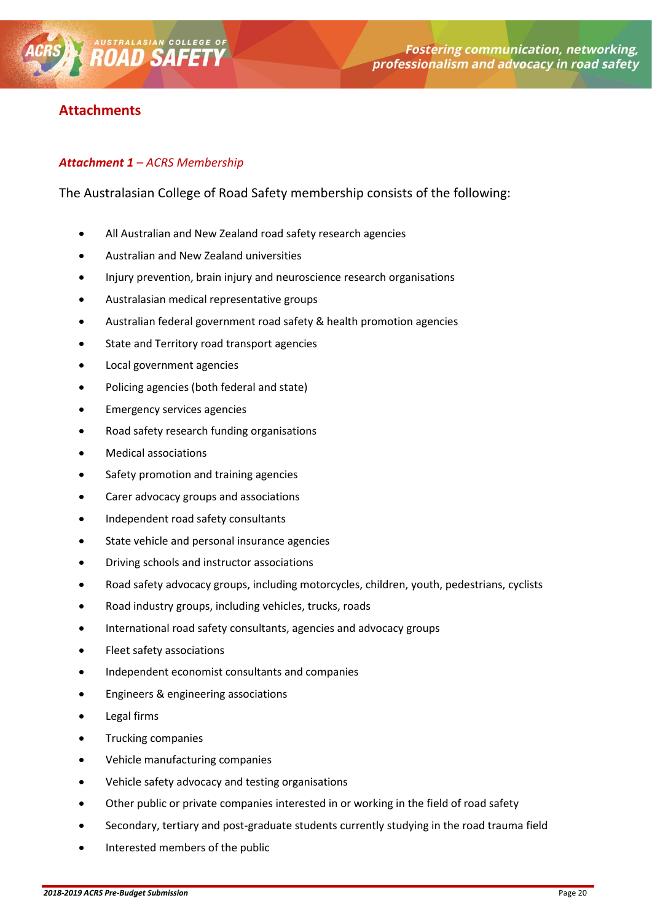## Attachments

***Attachment 1** – ACRS Membership*

The Australasian College of Road Safety membership consists of the following:

- All Australian and New Zealand road safety research agencies
- Australian and New Zealand universities
- Injury prevention, brain injury and neuroscience research organisations
- Australasian medical representative groups
- Australian federal government road safety & health promotion agencies
- State and Territory road transport agencies
- Local government agencies
- Policing agencies (both federal and state)
- Emergency services agencies
- Road safety research funding organisations
- Medical associations
- Safety promotion and training agencies
- Carer advocacy groups and associations
- Independent road safety consultants
- State vehicle and personal insurance agencies
- Driving schools and instructor associations
- Road safety advocacy groups, including motorcycles, children, youth, pedestrians, cyclists
- Road industry groups, including vehicles, trucks, roads
- International road safety consultants, agencies and advocacy groups
- Fleet safety associations
- Independent economist consultants and companies
- Engineers & engineering associations
- Legal firms
- Trucking companies
- Vehicle manufacturing companies
- Vehicle safety advocacy and testing organisations
- Other public or private companies interested in or working in the field of road safety
- Secondary, tertiary and post-graduate students currently studying in the road trauma field
- Interested members of the public